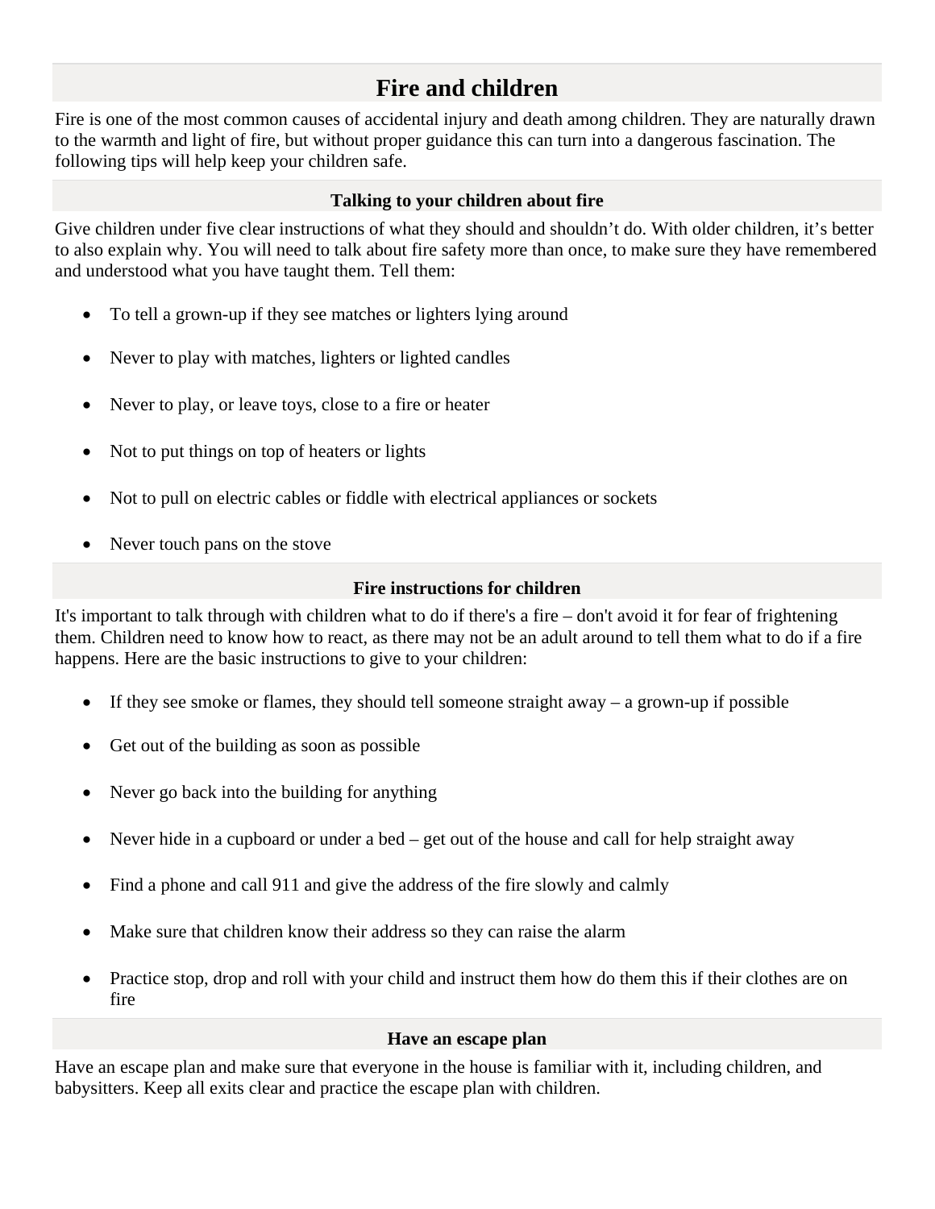# Fire and children

Fire is one of the most common causes of accidental injury and death among children. They are naturally drawn to the warmth and light of fire, but without proper guidance this can turn into a dangerous fascination. The following tips will help keep your children safe.

## Talking to your children about fire

Give children under five clear instructions of what they should and shouldn't do. With older children, it's better to also explain why. You will need to talk about fire safety more than once, to make sure they have remembered and understood what you have taught them. Tell them:

- To tell a grown-up if they see matches or lighters lying around
- Never to play with matches, lighters or lighted candles
- Never to play, or leave toys, close to a fire or heater
- Not to put things on top of heaters or lights
- Not to pull on electric cables or fiddle with electrical appliances or sockets
- Never touch pans on the stove

## Fire instructions for children

It's important to talk through with children what to do if there's a fire – don't avoid it for fear of frightening them. Children need to know how to react, as there may not be an adult around to tell them what to do if a fire happens. Here are the basic instructions to give to your children:

- If they see smoke or flames, they should tell someone straight away – a grown-up if possible
- Get out of the building as soon as possible
- Never go back into the building for anything
- Never hide in a cupboard or under a bed – get out of the house and call for help straight away
- Find a phone and call 911 and give the address of the fire slowly and calmly
- Make sure that children know their address so they can raise the alarm
- Practice stop, drop and roll with your child and instruct them how do them this if their clothes are on fire

## Have an escape plan

Have an escape plan and make sure that everyone in the house is familiar with it, including children, and babysitters. Keep all exits clear and practice the escape plan with children.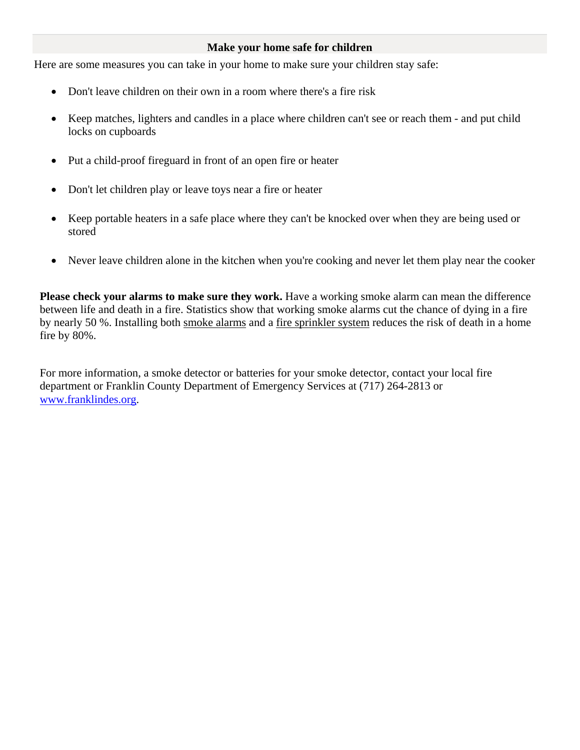## Make your home safe for children

Here are some measures you can take in your home to make sure your children stay safe:

- Don't leave children on their own in a room where there's a fire risk
- Keep matches, lighters and candles in a place where children can't see or reach them - and put child locks on cupboards
- Put a child-proof fireguard in front of an open fire or heater
- Don't let children play or leave toys near a fire or heater
- Keep portable heaters in a safe place where they can't be knocked over when they are being used or stored
- Never leave children alone in the kitchen when you're cooking and never let them play near the cooker

**Please check your alarms to make sure they work.** Have a working smoke alarm can mean the difference between life and death in a fire. Statistics show that working smoke alarms cut the chance of dying in a fire by nearly 50 %. Installing both smoke alarms and a fire sprinkler system reduces the risk of death in a home fire by 80%.

For more information, a smoke detector or batteries for your smoke detector, contact your local fire department or Franklin County Department of Emergency Services at (717) 264-2813 or www.franklindes.org.